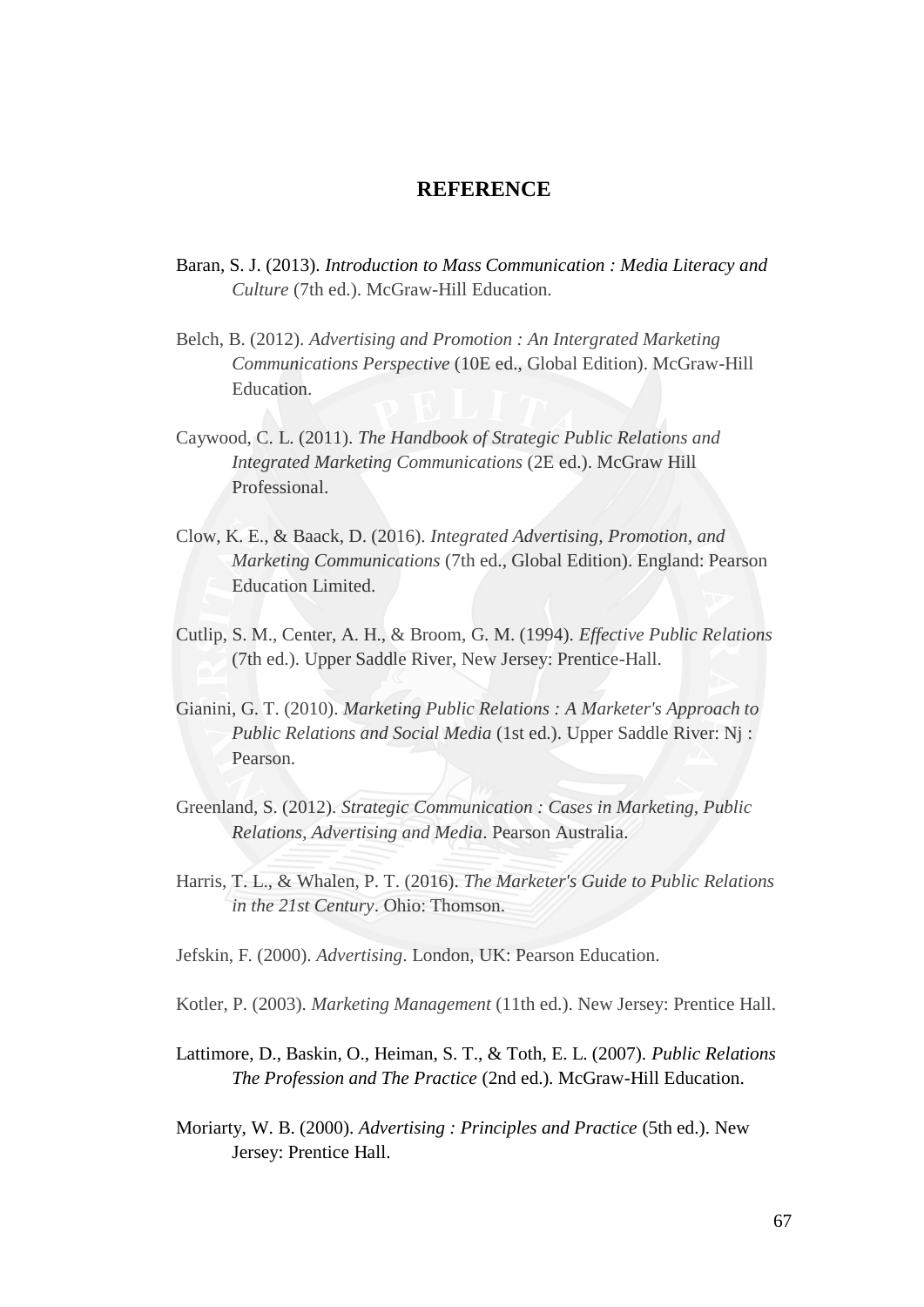# REFERENCE

Baran, S. J. (2013). *Introduction to Mass Communication : Media Literacy and Culture* (7th ed.). McGraw-Hill Education.

Belch, B. (2012). *Advertising and Promotion : An Intergrated Marketing Communications Perspective* (10E ed., Global Edition). McGraw-Hill Education.

Caywood, C. L. (2011). *The Handbook of Strategic Public Relations and Integrated Marketing Communications* (2E ed.). McGraw Hill Professional.

Clow, K. E., & Baack, D. (2016). *Integrated Advertising, Promotion, and Marketing Communications* (7th ed., Global Edition). England: Pearson Education Limited.

Cutlip, S. M., Center, A. H., & Broom, G. M. (1994). *Effective Public Relations* (7th ed.). Upper Saddle River, New Jersey: Prentice-Hall.

Gianini, G. T. (2010). *Marketing Public Relations : A Marketer's Approach to Public Relations and Social Media* (1st ed.). Upper Saddle River: Nj : Pearson.

Greenland, S. (2012). *Strategic Communication : Cases in Marketing, Public Relations, Advertising and Media*. Pearson Australia.

Harris, T. L., & Whalen, P. T. (2016). *The Marketer's Guide to Public Relations in the 21st Century*. Ohio: Thomson.

Jefskin, F. (2000). *Advertising*. London, UK: Pearson Education.

Kotler, P. (2003). *Marketing Management* (11th ed.). New Jersey: Prentice Hall.

Lattimore, D., Baskin, O., Heiman, S. T., & Toth, E. L. (2007). *Public Relations The Profession and The Practice* (2nd ed.). McGraw-Hill Education.

Moriarty, W. B. (2000). *Advertising : Principles and Practice* (5th ed.). New Jersey: Prentice Hall.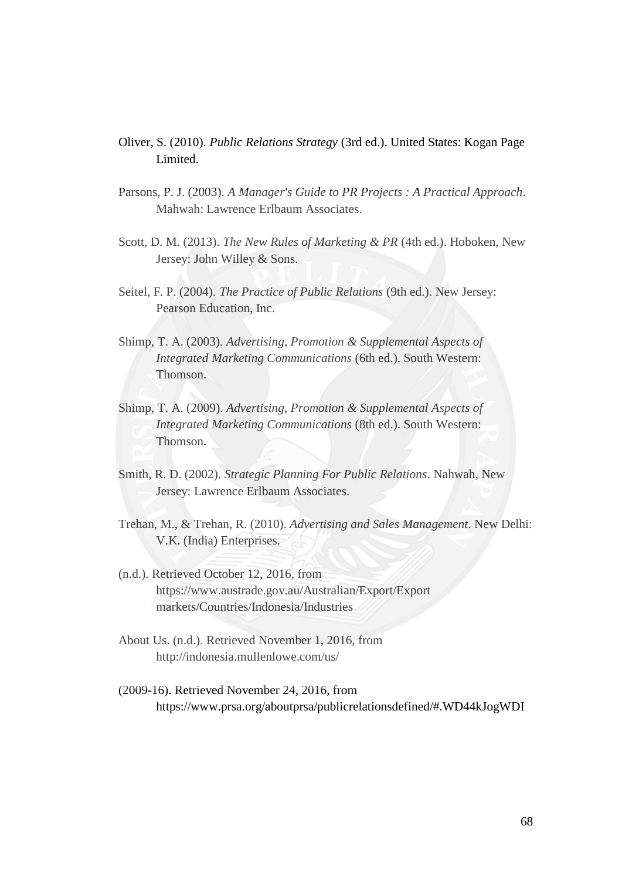Oliver, S. (2010). *Public Relations Strategy* (3rd ed.). United States: Kogan Page Limited.

Parsons, P. J. (2003). *A Manager's Guide to PR Projects : A Practical Approach*. Mahwah: Lawrence Erlbaum Associates.

Scott, D. M. (2013). *The New Rules of Marketing & PR* (4th ed.). Hoboken, New Jersey: John Willey & Sons.

Seitel, F. P. (2004). *The Practice of Public Relations* (9th ed.). New Jersey: Pearson Education, Inc.

Shimp, T. A. (2003). *Advertising, Promotion & Supplemental Aspects of Integrated Marketing Communications* (6th ed.). South Western: Thomson.

Shimp, T. A. (2009). *Advertising, Promotion & Supplemental Aspects of Integrated Marketing Communications* (8th ed.). South Western: Thomson.

Smith, R. D. (2002). *Strategic Planning For Public Relations*. Nahwah, New Jersey: Lawrence Erlbaum Associates.

Trehan, M., & Trehan, R. (2010). *Advertising and Sales Management*. New Delhi: V.K. (India) Enterprises.

(n.d.). Retrieved October 12, 2016, from https://www.austrade.gov.au/Australian/Export/Export markets/Countries/Indonesia/Industries

About Us. (n.d.). Retrieved November 1, 2016, from http://indonesia.mullenlowe.com/us/

(2009-16). Retrieved November 24, 2016, from https://www.prsa.org/aboutprsa/publicrelationsdefined/#.WD44kJogWDI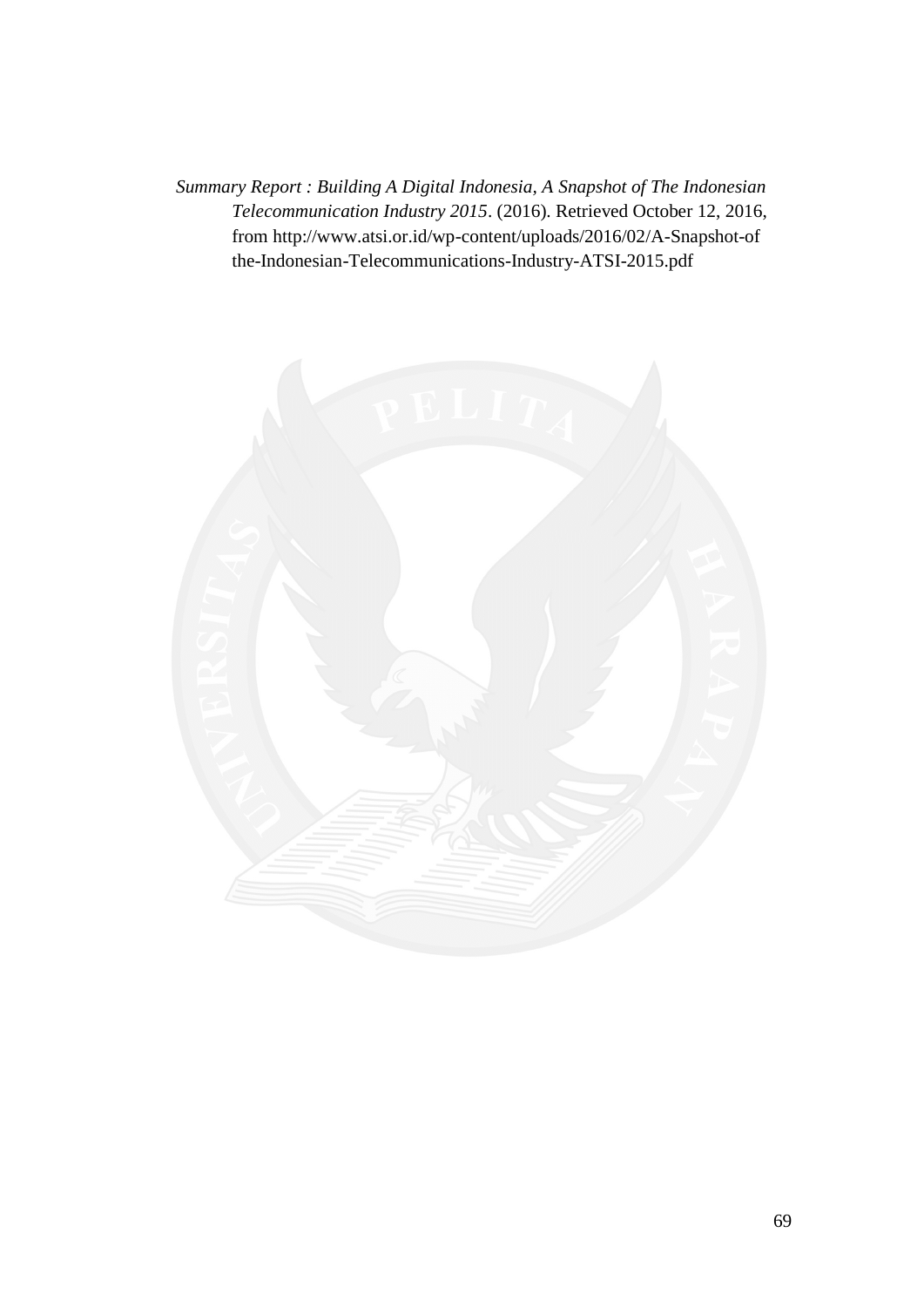*Summary Report : Building A Digital Indonesia, A Snapshot of The Indonesian Telecommunication Industry 2015*. (2016). Retrieved October 12, 2016, from http://www.atsi.or.id/wp-content/uploads/2016/02/A-Snapshot-of the-Indonesian-Telecommunications-Industry-ATSI-2015.pdf